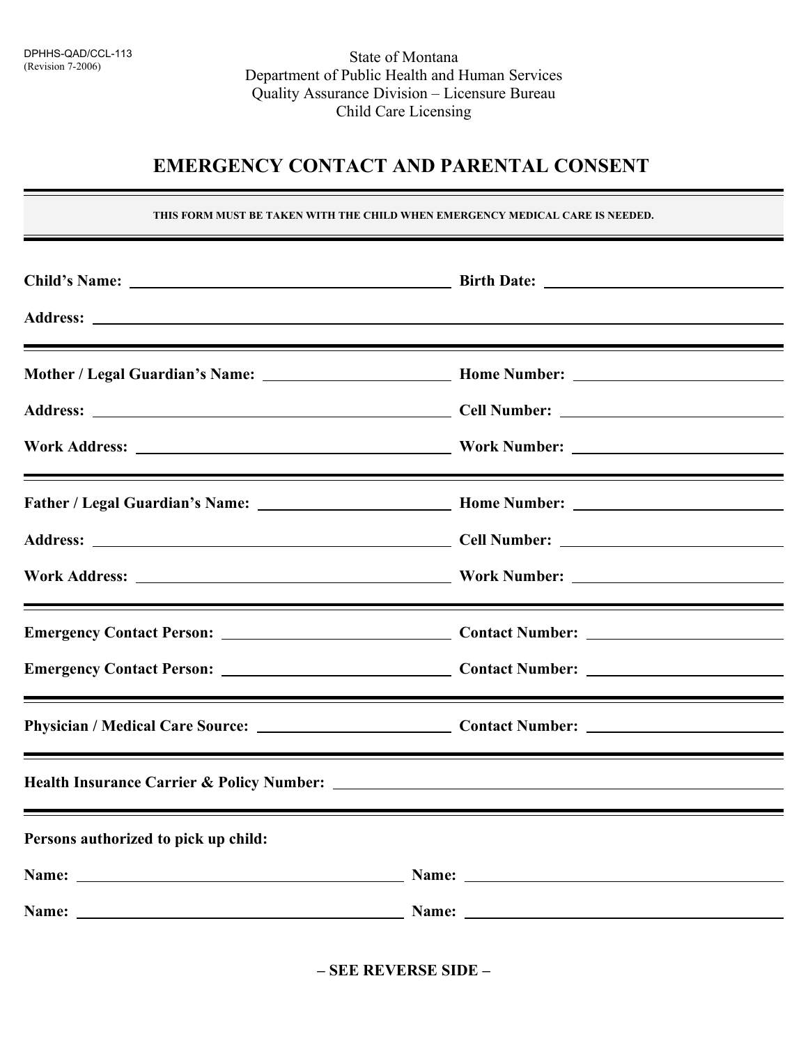DPHHS-QAD/CCL-113
(Revision 7-2006)

State of Montana
Department of Public Health and Human Services
Quality Assurance Division – Licensure Bureau
Child Care Licensing

# EMERGENCY CONTACT AND PARENTAL CONSENT

**THIS FORM MUST BE TAKEN WITH THE CHILD WHEN EMERGENCY MEDICAL CARE IS NEEDED.**

**Child's Name:** ______________________ **Birth Date:** ______________________

**Address:** ______________________

---

**Mother / Legal Guardian's Name:** ______________________ **Home Number:** ______________________

**Address:** ______________________ **Cell Number:** ______________________

**Work Address:** ______________________ **Work Number:** ______________________

---

**Father / Legal Guardian's Name:** ______________________ **Home Number:** ______________________

**Address:** ______________________ **Cell Number:** ______________________

**Work Address:** ______________________ **Work Number:** ______________________

---

**Emergency Contact Person:** ______________________ **Contact Number:** ______________________

**Emergency Contact Person:** ______________________ **Contact Number:** ______________________

---

**Physician / Medical Care Source:** ______________________ **Contact Number:** ______________________

---

**Health Insurance Carrier & Policy Number:** ______________________

---

**Persons authorized to pick up child:**

**Name:** ______________________ **Name:** ______________________

**Name:** ______________________ **Name:** ______________________

**– SEE REVERSE SIDE –**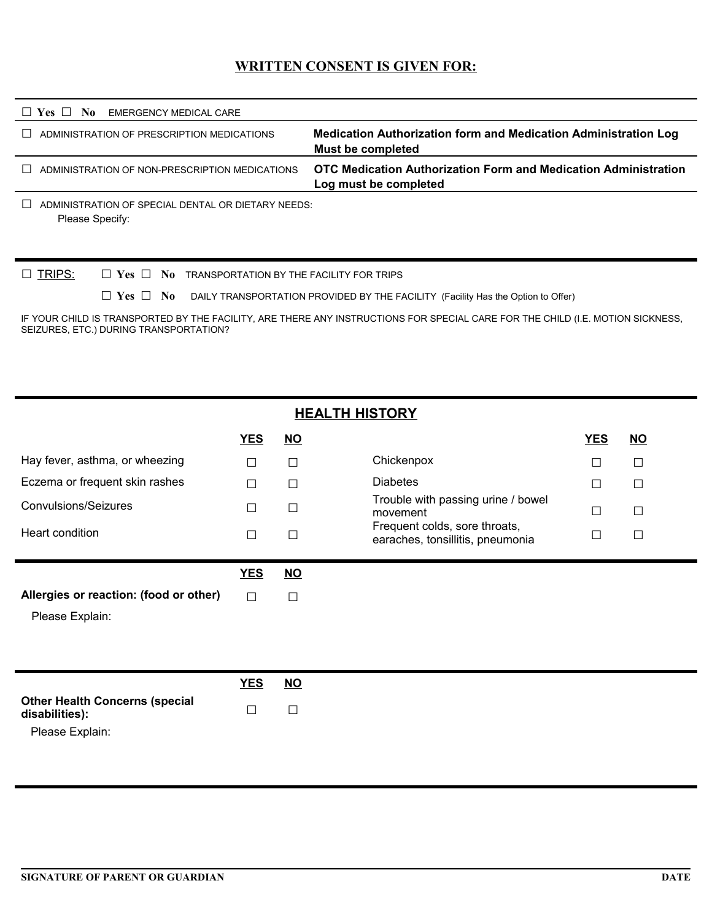## WRITTEN CONSENT IS GIVEN FOR:

| | |
|---|---|
| ☐ **Yes** ☐ **No** EMERGENCY MEDICAL CARE | |
| ☐ ADMINISTRATION OF PRESCRIPTION MEDICATIONS | **Medication Authorization form and Medication Administration Log Must be completed** |
| ☐ ADMINISTRATION OF NON-PRESCRIPTION MEDICATIONS | **OTC Medication Authorization Form and Medication Administration Log must be completed** |
| ☐ ADMINISTRATION OF SPECIAL DENTAL OR DIETARY NEEDS: Please Specify: | |

☐ TRIPS: ☐ **Yes** ☐ **No** TRANSPORTATION BY THE FACILITY FOR TRIPS

☐ **Yes** ☐ **No** DAILY TRANSPORTATION PROVIDED BY THE FACILITY (Facility Has the Option to Offer)

IF YOUR CHILD IS TRANSPORTED BY THE FACILITY, ARE THERE ANY INSTRUCTIONS FOR SPECIAL CARE FOR THE CHILD (I.E. MOTION SICKNESS, SEIZURES, ETC.) DURING TRANSPORTATION?

## HEALTH HISTORY

| | YES | NO | | YES | NO |
|---|---|---|---|---|---|
| Hay fever, asthma, or wheezing | ☐ | ☐ | Chickenpox | ☐ | ☐ |
| Eczema or frequent skin rashes | ☐ | ☐ | Diabetes | ☐ | ☐ |
| Convulsions/Seizures | ☐ | ☐ | Trouble with passing urine / bowel movement | ☐ | ☐ |
| Heart condition | ☐ | ☐ | Frequent colds, sore throats, earaches, tonsillitis, pneumonia | ☐ | ☐ |

| | YES | NO |
|---|---|---|
| **Allergies or reaction: (food or other)** | ☐ | ☐ |

Please Explain:

| | YES | NO |
|---|---|---|
| **Other Health Concerns (special disabilities):** | ☐ | ☐ |

Please Explain:

**SIGNATURE OF PARENT OR GUARDIAN** **DATE**